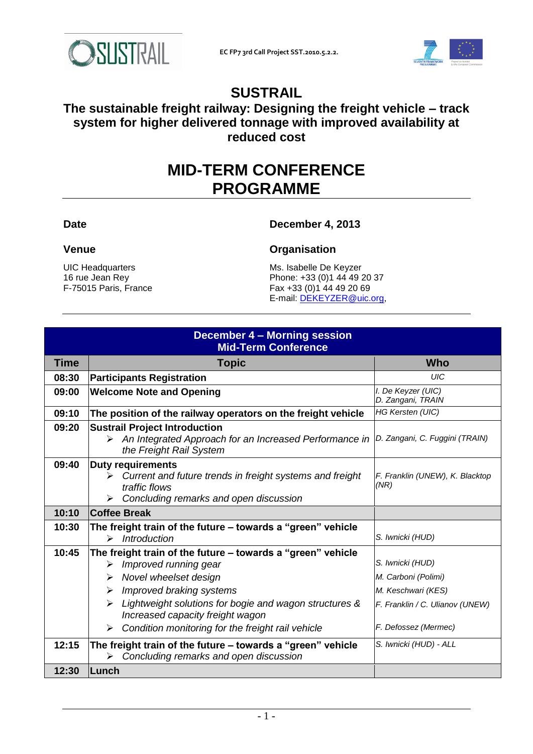EC FP7 3rd Call Project SST.2010.5.2.2.

# SUSTRAIL

## The sustainable freight railway: Designing the freight vehicle – track system for higher delivered tonnage with improved availability at reduced cost

# MID-TERM CONFERENCE PROGRAMME

**Date**

**December 4, 2013**

**Venue**

UIC Headquarters
16 rue Jean Rey
F-75015 Paris, France

**Organisation**

Ms. Isabelle De Keyzer
Phone: +33 (0)1 44 49 20 37
Fax +33 (0)1 44 49 20 69
E-mail: DEKEYZER@uic.org,

| **December 4 – Morning session Mid-Term Conference** | | |
|---|---|---|
| **Time** | **Topic** | **Who** |
| **08:30** | **Participants Registration** | *UIC* |
| **09:00** | **Welcome Note and Opening** | *I. De Keyzer (UIC)*<br>*D. Zangani, TRAIN* |
| **09:10** | **The position of the railway operators on the freight vehicle** | *HG Kersten (UIC)* |
| **09:20** | **Sustrail Project Introduction**<br>➢ *An Integrated Approach for an Increased Performance in the Freight Rail System* | *D. Zangani, C. Fuggini (TRAIN)* |
| **09:40** | **Duty requirements**<br>➢ *Current and future trends in freight systems and freight traffic flows*<br>➢ *Concluding remarks and open discussion* | *F. Franklin (UNEW), K. Blacktop (NR)* |
| **10:10** | **Coffee Break** | |
| **10:30** | **The freight train of the future – towards a "green" vehicle**<br>➢ *Introduction* | *S. Iwnicki (HUD)* |
| **10:45** | **The freight train of the future – towards a "green" vehicle**<br>➢ *Improved running gear*<br>➢ *Novel wheelset design*<br>➢ *Improved braking systems*<br>➢ *Lightweight solutions for bogie and wagon structures & Increased capacity freight wagon*<br>➢ *Condition monitoring for the freight rail vehicle* | *S. Iwnicki (HUD)*<br>*M. Carboni (Polimi)*<br>*M. Keschwari (KES)*<br>*F. Franklin / C. Ulianov (UNEW)*<br>*F. Defossez (Mermec)* |
| **12:15** | **The freight train of the future – towards a "green" vehicle**<br>➢ *Concluding remarks and open discussion* | *S. Iwnicki (HUD) - ALL* |
| **12:30** | **Lunch** | |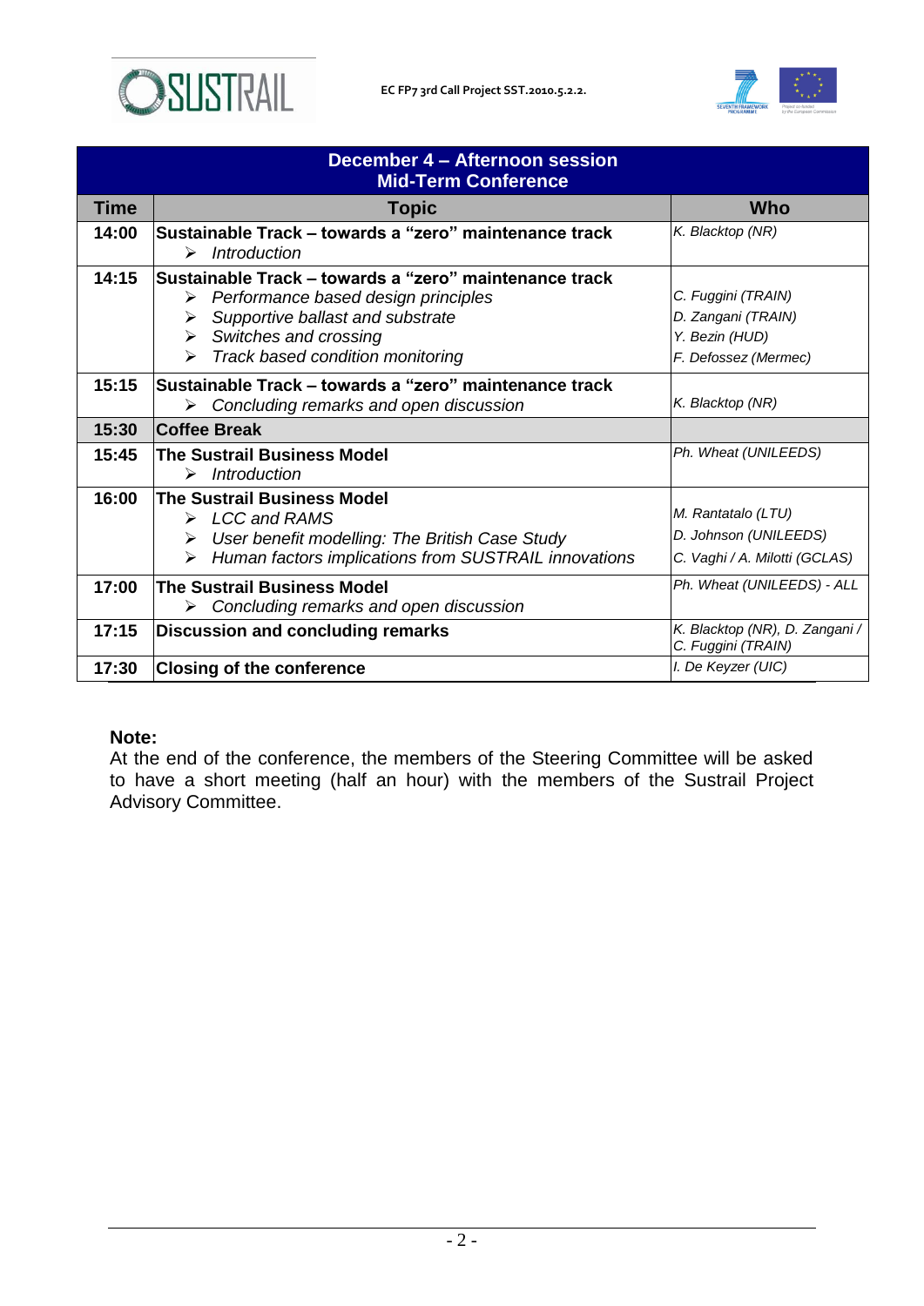| December 4 – Afternoon session Mid-Term Conference | | |
|---|---|---|
| **Time** | **Topic** | **Who** |
| **14:00** | **Sustainable Track – towards a "zero" maintenance track**<br>➢ *Introduction* | *K. Blacktop (NR)* |
| **14:15** | **Sustainable Track – towards a "zero" maintenance track**<br>➢ *Performance based design principles*<br>➢ *Supportive ballast and substrate*<br>➢ *Switches and crossing*<br>➢ *Track based condition monitoring* | *C. Fuggini (TRAIN)*<br>*D. Zangani (TRAIN)*<br>*Y. Bezin (HUD)*<br>*F. Defossez (Mermec)* |
| **15:15** | **Sustainable Track – towards a "zero" maintenance track**<br>➢ *Concluding remarks and open discussion* | *K. Blacktop (NR)* |
| **15:30** | **Coffee Break** | |
| **15:45** | **The Sustrail Business Model**<br>➢ *Introduction* | *Ph. Wheat (UNILEEDS)* |
| **16:00** | **The Sustrail Business Model**<br>➢ *LCC and RAMS*<br>➢ *User benefit modelling: The British Case Study*<br>➢ *Human factors implications from SUSTRAIL innovations* | *M. Rantatalo (LTU)*<br>*D. Johnson (UNILEEDS)*<br>*C. Vaghi / A. Milotti (GCLAS)* |
| **17:00** | **The Sustrail Business Model**<br>➢ *Concluding remarks and open discussion* | *Ph. Wheat (UNILEEDS) - ALL* |
| **17:15** | **Discussion and concluding remarks** | *K. Blacktop (NR), D. Zangani / C. Fuggini (TRAIN)* |
| **17:30** | **Closing of the conference** | *I. De Keyzer (UIC)* |

**Note:**
At the end of the conference, the members of the Steering Committee will be asked to have a short meeting (half an hour) with the members of the Sustrail Project Advisory Committee.